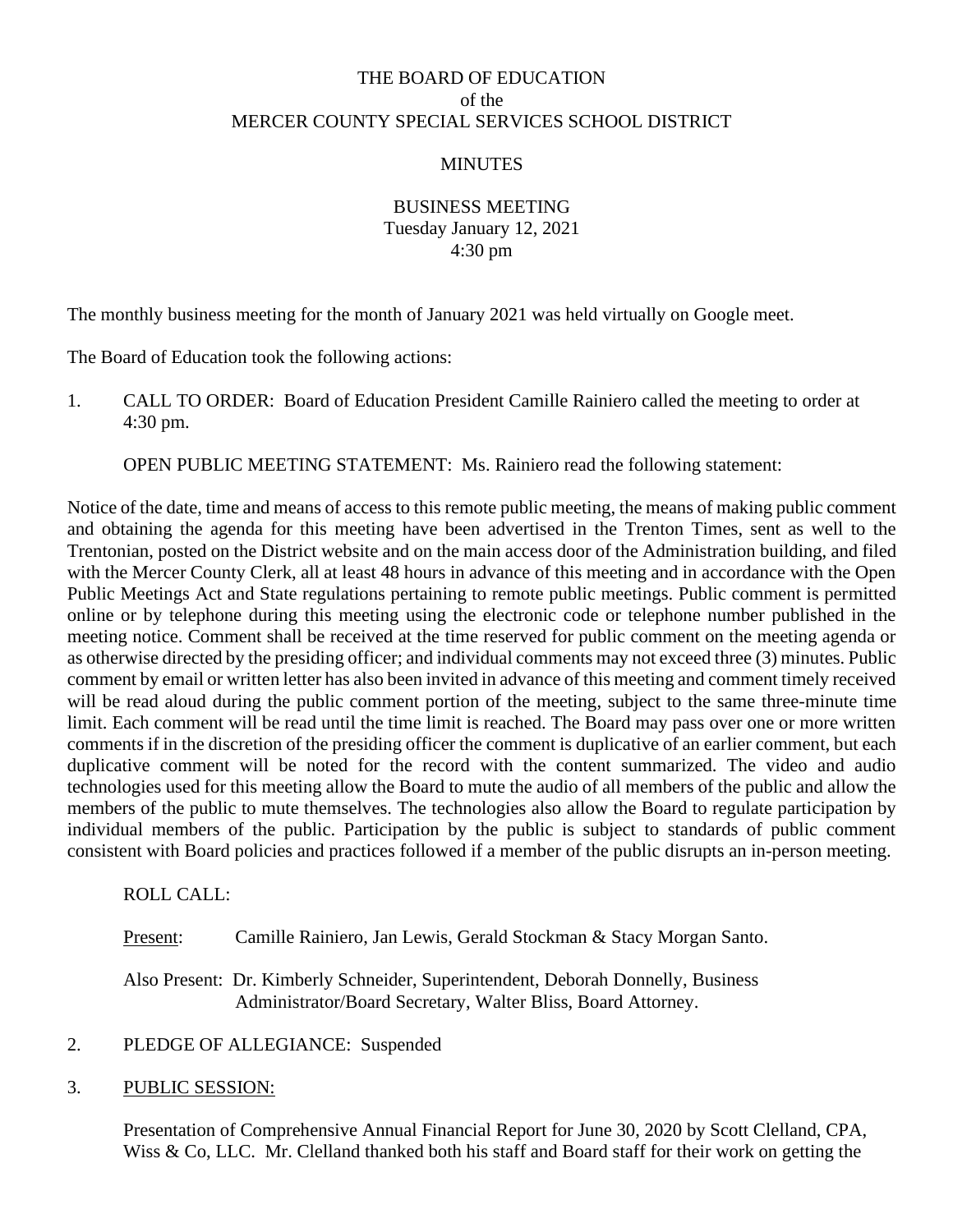THE BOARD OF EDUCATION
of the
MERCER COUNTY SPECIAL SERVICES SCHOOL DISTRICT

MINUTES

BUSINESS MEETING
Tuesday January 12, 2021
4:30 pm

The monthly business meeting for the month of January 2021 was held virtually on Google meet.

The Board of Education took the following actions:

1. CALL TO ORDER: Board of Education President Camille Rainiero called the meeting to order at 4:30 pm.

   OPEN PUBLIC MEETING STATEMENT: Ms. Rainiero read the following statement:

Notice of the date, time and means of access to this remote public meeting, the means of making public comment and obtaining the agenda for this meeting have been advertised in the Trenton Times, sent as well to the Trentonian, posted on the District website and on the main access door of the Administration building, and filed with the Mercer County Clerk, all at least 48 hours in advance of this meeting and in accordance with the Open Public Meetings Act and State regulations pertaining to remote public meetings. Public comment is permitted online or by telephone during this meeting using the electronic code or telephone number published in the meeting notice. Comment shall be received at the time reserved for public comment on the meeting agenda or as otherwise directed by the presiding officer; and individual comments may not exceed three (3) minutes. Public comment by email or written letter has also been invited in advance of this meeting and comment timely received will be read aloud during the public comment portion of the meeting, subject to the same three-minute time limit. Each comment will be read until the time limit is reached. The Board may pass over one or more written comments if in the discretion of the presiding officer the comment is duplicative of an earlier comment, but each duplicative comment will be noted for the record with the content summarized. The video and audio technologies used for this meeting allow the Board to mute the audio of all members of the public and allow the members of the public to mute themselves. The technologies also allow the Board to regulate participation by individual members of the public. Participation by the public is subject to standards of public comment consistent with Board policies and practices followed if a member of the public disrupts an in-person meeting.

   ROLL CALL:

   Present: Camille Rainiero, Jan Lewis, Gerald Stockman & Stacy Morgan Santo.

   Also Present: Dr. Kimberly Schneider, Superintendent, Deborah Donnelly, Business Administrator/Board Secretary, Walter Bliss, Board Attorney.

2. PLEDGE OF ALLEGIANCE: Suspended

3. PUBLIC SESSION:

   Presentation of Comprehensive Annual Financial Report for June 30, 2020 by Scott Clelland, CPA, Wiss & Co, LLC. Mr. Clelland thanked both his staff and Board staff for their work on getting the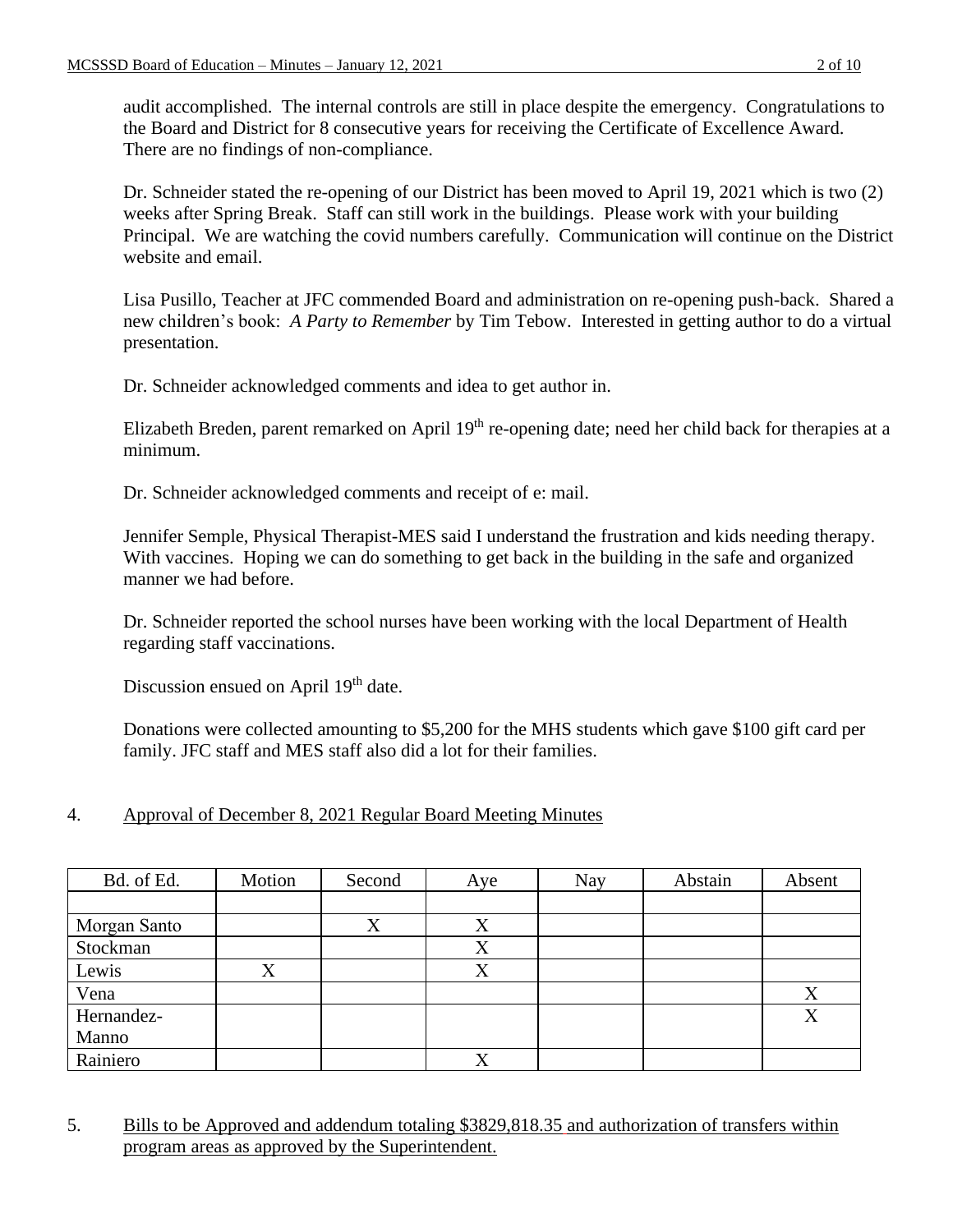audit accomplished. The internal controls are still in place despite the emergency. Congratulations to the Board and District for 8 consecutive years for receiving the Certificate of Excellence Award. There are no findings of non-compliance.

Dr. Schneider stated the re-opening of our District has been moved to April 19, 2021 which is two (2) weeks after Spring Break. Staff can still work in the buildings. Please work with your building Principal. We are watching the covid numbers carefully. Communication will continue on the District website and email.

Lisa Pusillo, Teacher at JFC commended Board and administration on re-opening push-back. Shared a new children's book: *A Party to Remember* by Tim Tebow. Interested in getting author to do a virtual presentation.

Dr. Schneider acknowledged comments and idea to get author in.

Elizabeth Breden, parent remarked on April 19th re-opening date; need her child back for therapies at a minimum.

Dr. Schneider acknowledged comments and receipt of e: mail.

Jennifer Semple, Physical Therapist-MES said I understand the frustration and kids needing therapy. With vaccines. Hoping we can do something to get back in the building in the safe and organized manner we had before.

Dr. Schneider reported the school nurses have been working with the local Department of Health regarding staff vaccinations.

Discussion ensued on April 19th date.

Donations were collected amounting to $5,200 for the MHS students which gave $100 gift card per family. JFC staff and MES staff also did a lot for their families.

4. Approval of December 8, 2021 Regular Board Meeting Minutes

| Bd. of Ed. | Motion | Second | Aye | Nay | Abstain | Absent |
|---|---|---|---|---|---|---|
| | | | | | | |
| Morgan Santo | | X | X | | | |
| Stockman | | | X | | | |
| Lewis | X | | X | | | |
| Vena | | | | | | X |
| Hernandez-Manno | | | | | | X |
| Rainiero | | | X | | | |

5. Bills to be Approved and addendum totaling $3829,818.35 and authorization of transfers within program areas as approved by the Superintendent.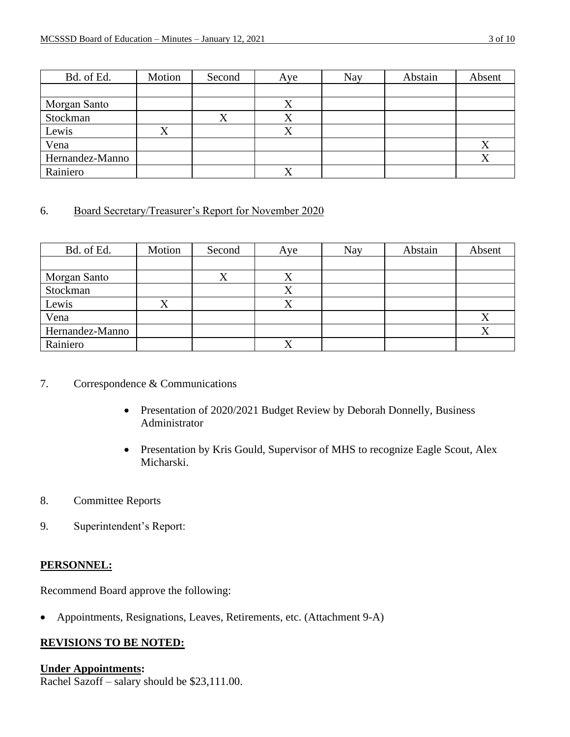| Bd. of Ed. | Motion | Second | Aye | Nay | Abstain | Absent |
|---|---|---|---|---|---|---|
| | | | | | | |
| Morgan Santo | | | X | | | |
| Stockman | | X | X | | | |
| Lewis | X | | X | | | |
| Vena | | | | | | X |
| Hernandez-Manno | | | | | | X |
| Rainiero | | | X | | | |

6. Board Secretary/Treasurer's Report for November 2020

| Bd. of Ed. | Motion | Second | Aye | Nay | Abstain | Absent |
|---|---|---|---|---|---|---|
| | | | | | | |
| Morgan Santo | | X | X | | | |
| Stockman | | | X | | | |
| Lewis | X | | X | | | |
| Vena | | | | | | X |
| Hernandez-Manno | | | | | | X |
| Rainiero | | | X | | | |

7. Correspondence & Communications

- Presentation of 2020/2021 Budget Review by Deborah Donnelly, Business Administrator
- Presentation by Kris Gould, Supervisor of MHS to recognize Eagle Scout, Alex Micharski.

8. Committee Reports

9. Superintendent's Report:

**PERSONNEL:**

Recommend Board approve the following:

- Appointments, Resignations, Leaves, Retirements, etc. (Attachment 9-A)

**REVISIONS TO BE NOTED:**

**Under Appointments:**
Rachel Sazoff – salary should be $23,111.00.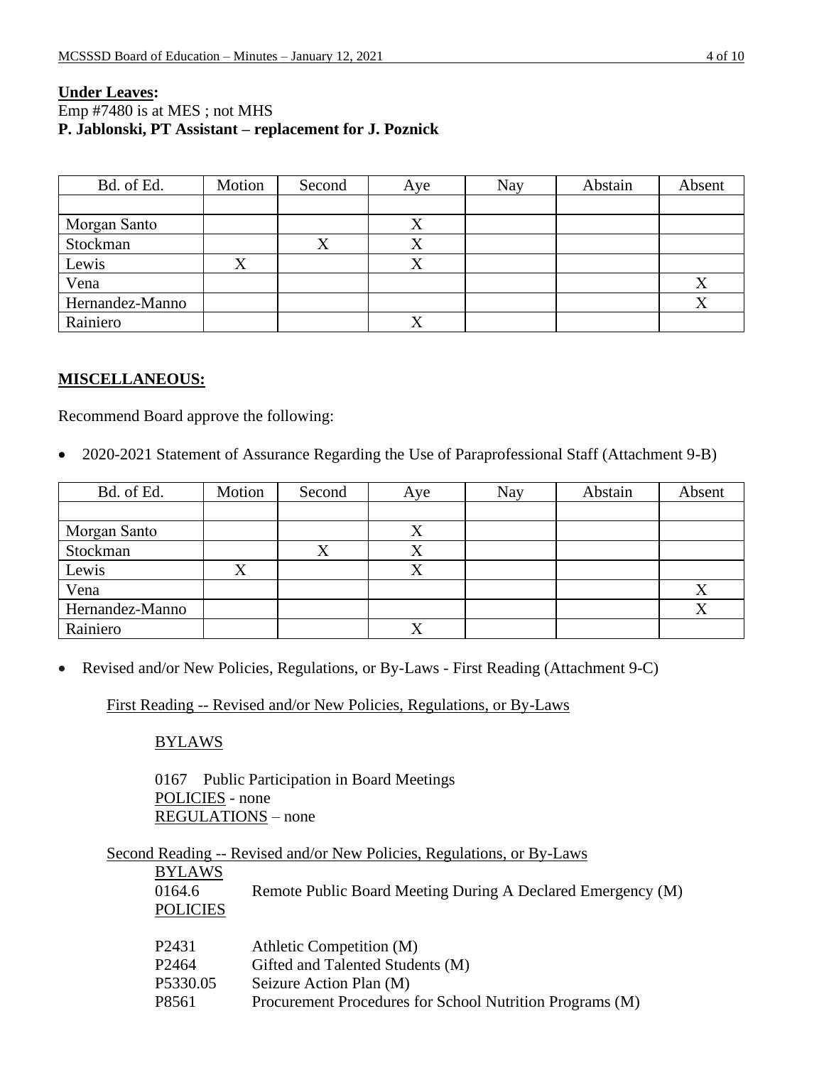**Under Leaves:**

Emp #7480 is at MES ; not MHS

**P. Jablonski, PT Assistant – replacement for J. Poznick**

| Bd. of Ed. | Motion | Second | Aye | Nay | Abstain | Absent |
|---|---|---|---|---|---|---|
| | | | | | | |
| Morgan Santo | | | X | | | |
| Stockman | | X | X | | | |
| Lewis | X | | X | | | |
| Vena | | | | | | X |
| Hernandez-Manno | | | | | | X |
| Rainiero | | | X | | | |

## MISCELLANEOUS:

Recommend Board approve the following:

- 2020-2021 Statement of Assurance Regarding the Use of Paraprofessional Staff (Attachment 9-B)

| Bd. of Ed. | Motion | Second | Aye | Nay | Abstain | Absent |
|---|---|---|---|---|---|---|
| | | | | | | |
| Morgan Santo | | | X | | | |
| Stockman | | X | X | | | |
| Lewis | X | | X | | | |
| Vena | | | | | | X |
| Hernandez-Manno | | | | | | X |
| Rainiero | | | X | | | |

- Revised and/or New Policies, Regulations, or By-Laws - First Reading (Attachment 9-C)

First Reading -- Revised and/or New Policies, Regulations, or By-Laws

BYLAWS

0167 Public Participation in Board Meetings

POLICIES - none

REGULATIONS – none

Second Reading -- Revised and/or New Policies, Regulations, or By-Laws

BYLAWS

0164.6 Remote Public Board Meeting During A Declared Emergency (M)

POLICIES

P2431 Athletic Competition (M)

P2464 Gifted and Talented Students (M)

P5330.05 Seizure Action Plan (M)

P8561 Procurement Procedures for School Nutrition Programs (M)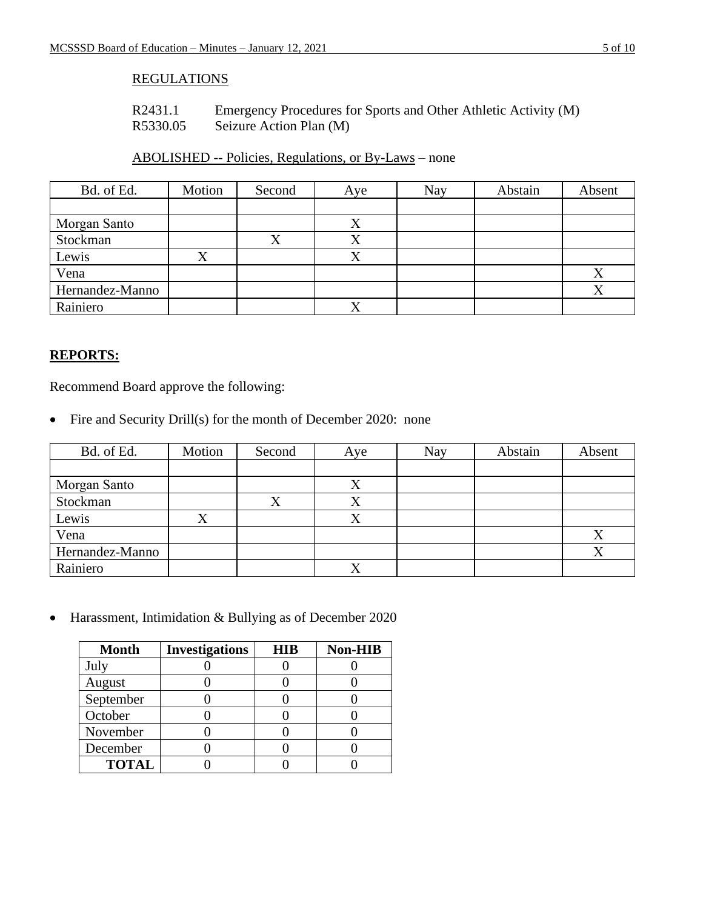REGULATIONS

R2431.1 Emergency Procedures for Sports and Other Athletic Activity (M)
R5330.05 Seizure Action Plan (M)

ABOLISHED -- Policies, Regulations, or By-Laws – none

| Bd. of Ed. | Motion | Second | Aye | Nay | Abstain | Absent |
|---|---|---|---|---|---|---|
| | | | | | | |
| Morgan Santo | | | X | | | |
| Stockman | | X | X | | | |
| Lewis | X | | X | | | |
| Vena | | | | | | X |
| Hernandez-Manno | | | | | | X |
| Rainiero | | | X | | | |

**REPORTS:**

Recommend Board approve the following:

- Fire and Security Drill(s) for the month of December 2020: none

| Bd. of Ed. | Motion | Second | Aye | Nay | Abstain | Absent |
|---|---|---|---|---|---|---|
| | | | | | | |
| Morgan Santo | | | X | | | |
| Stockman | | X | X | | | |
| Lewis | X | | X | | | |
| Vena | | | | | | X |
| Hernandez-Manno | | | | | | X |
| Rainiero | | | X | | | |

- Harassment, Intimidation & Bullying as of December 2020

| Month | Investigations | HIB | Non-HIB |
|---|---|---|---|
| July | 0 | 0 | 0 |
| August | 0 | 0 | 0 |
| September | 0 | 0 | 0 |
| October | 0 | 0 | 0 |
| November | 0 | 0 | 0 |
| December | 0 | 0 | 0 |
| **TOTAL** | 0 | 0 | 0 |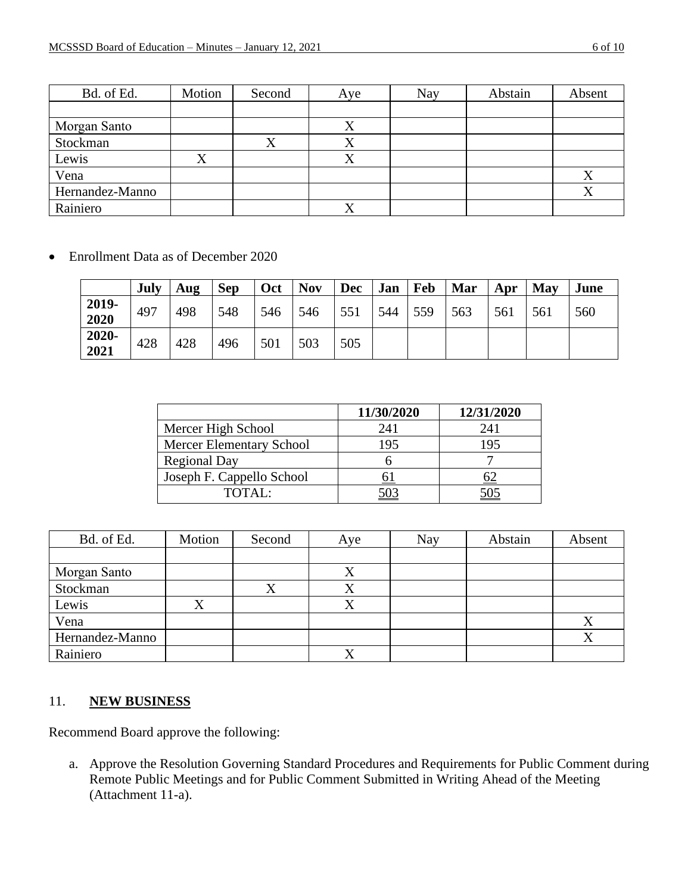| Bd. of Ed. | Motion | Second | Aye | Nay | Abstain | Absent |
|---|---|---|---|---|---|---|
| | | | | | | |
| Morgan Santo | | | X | | | |
| Stockman | | X | X | | | |
| Lewis | X | | X | | | |
| Vena | | | | | | X |
| Hernandez-Manno | | | | | | X |
| Rainiero | | | X | | | |

- Enrollment Data as of December 2020

| | **July** | **Aug** | **Sep** | **Oct** | **Nov** | **Dec** | **Jan** | **Feb** | **Mar** | **Apr** | **May** | **June** |
|---|---|---|---|---|---|---|---|---|---|---|---|---|
| **2019-2020** | 497 | 498 | 548 | 546 | 546 | 551 | 544 | 559 | 563 | 561 | 561 | 560 |
| **2020-2021** | 428 | 428 | 496 | 501 | 503 | 505 | | | | | | |

| | **11/30/2020** | **12/31/2020** |
|---|---|---|
| Mercer High School | 241 | 241 |
| Mercer Elementary School | 195 | 195 |
| Regional Day | 6 | 7 |
| Joseph F. Cappello School | 61 | 62 |
| TOTAL: | 503 | 505 |

| Bd. of Ed. | Motion | Second | Aye | Nay | Abstain | Absent |
|---|---|---|---|---|---|---|
| | | | | | | |
| Morgan Santo | | | X | | | |
| Stockman | | X | X | | | |
| Lewis | X | | X | | | |
| Vena | | | | | | X |
| Hernandez-Manno | | | | | | X |
| Rainiero | | | X | | | |

## 11. **NEW BUSINESS**

Recommend Board approve the following:

a. Approve the Resolution Governing Standard Procedures and Requirements for Public Comment during Remote Public Meetings and for Public Comment Submitted in Writing Ahead of the Meeting (Attachment 11-a).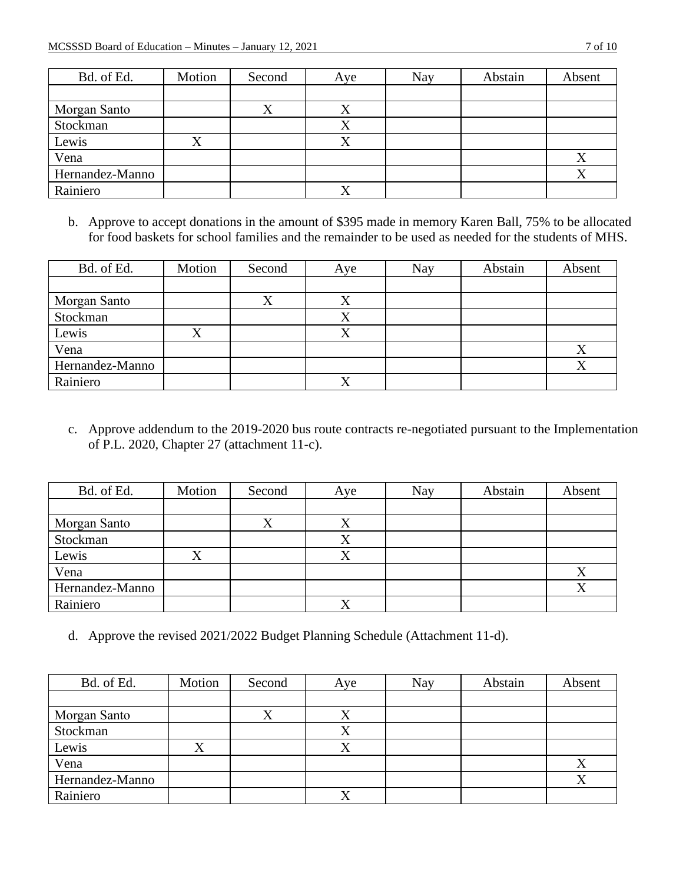| Bd. of Ed. | Motion | Second | Aye | Nay | Abstain | Absent |
|---|---|---|---|---|---|---|
| | | | | | | |
| Morgan Santo | | X | X | | | |
| Stockman | | | X | | | |
| Lewis | X | | X | | | |
| Vena | | | | | | X |
| Hernandez-Manno | | | | | | X |
| Rainiero | | | X | | | |

b. Approve to accept donations in the amount of $395 made in memory Karen Ball, 75% to be allocated for food baskets for school families and the remainder to be used as needed for the students of MHS.

| Bd. of Ed. | Motion | Second | Aye | Nay | Abstain | Absent |
|---|---|---|---|---|---|---|
| | | | | | | |
| Morgan Santo | | X | X | | | |
| Stockman | | | X | | | |
| Lewis | X | | X | | | |
| Vena | | | | | | X |
| Hernandez-Manno | | | | | | X |
| Rainiero | | | X | | | |

c. Approve addendum to the 2019-2020 bus route contracts re-negotiated pursuant to the Implementation of P.L. 2020, Chapter 27 (attachment 11-c).

| Bd. of Ed. | Motion | Second | Aye | Nay | Abstain | Absent |
|---|---|---|---|---|---|---|
| | | | | | | |
| Morgan Santo | | X | X | | | |
| Stockman | | | X | | | |
| Lewis | X | | X | | | |
| Vena | | | | | | X |
| Hernandez-Manno | | | | | | X |
| Rainiero | | | X | | | |

d. Approve the revised 2021/2022 Budget Planning Schedule (Attachment 11-d).

| Bd. of Ed. | Motion | Second | Aye | Nay | Abstain | Absent |
|---|---|---|---|---|---|---|
| | | | | | | |
| Morgan Santo | | X | X | | | |
| Stockman | | | X | | | |
| Lewis | X | | X | | | |
| Vena | | | | | | X |
| Hernandez-Manno | | | | | | X |
| Rainiero | | | X | | | |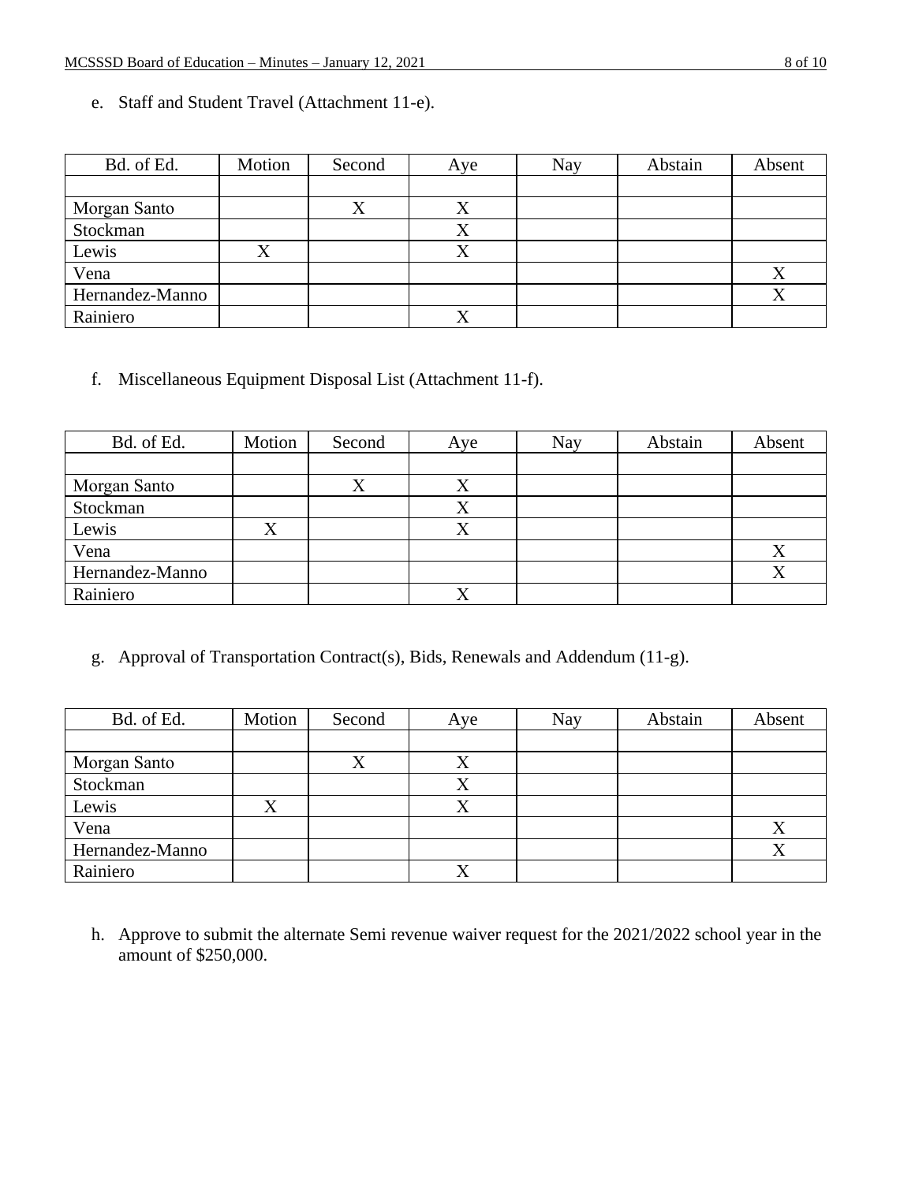e. Staff and Student Travel (Attachment 11-e).

| Bd. of Ed. | Motion | Second | Aye | Nay | Abstain | Absent |
|---|---|---|---|---|---|---|
| | | | | | | |
| Morgan Santo | | X | X | | | |
| Stockman | | | X | | | |
| Lewis | X | | X | | | |
| Vena | | | | | | X |
| Hernandez-Manno | | | | | | X |
| Rainiero | | | X | | | |

f. Miscellaneous Equipment Disposal List (Attachment 11-f).

| Bd. of Ed. | Motion | Second | Aye | Nay | Abstain | Absent |
|---|---|---|---|---|---|---|
| | | | | | | |
| Morgan Santo | | X | X | | | |
| Stockman | | | X | | | |
| Lewis | X | | X | | | |
| Vena | | | | | | X |
| Hernandez-Manno | | | | | | X |
| Rainiero | | | X | | | |

g. Approval of Transportation Contract(s), Bids, Renewals and Addendum (11-g).

| Bd. of Ed. | Motion | Second | Aye | Nay | Abstain | Absent |
|---|---|---|---|---|---|---|
| | | | | | | |
| Morgan Santo | | X | X | | | |
| Stockman | | | X | | | |
| Lewis | X | | X | | | |
| Vena | | | | | | X |
| Hernandez-Manno | | | | | | X |
| Rainiero | | | X | | | |

h. Approve to submit the alternate Semi revenue waiver request for the 2021/2022 school year in the amount of $250,000.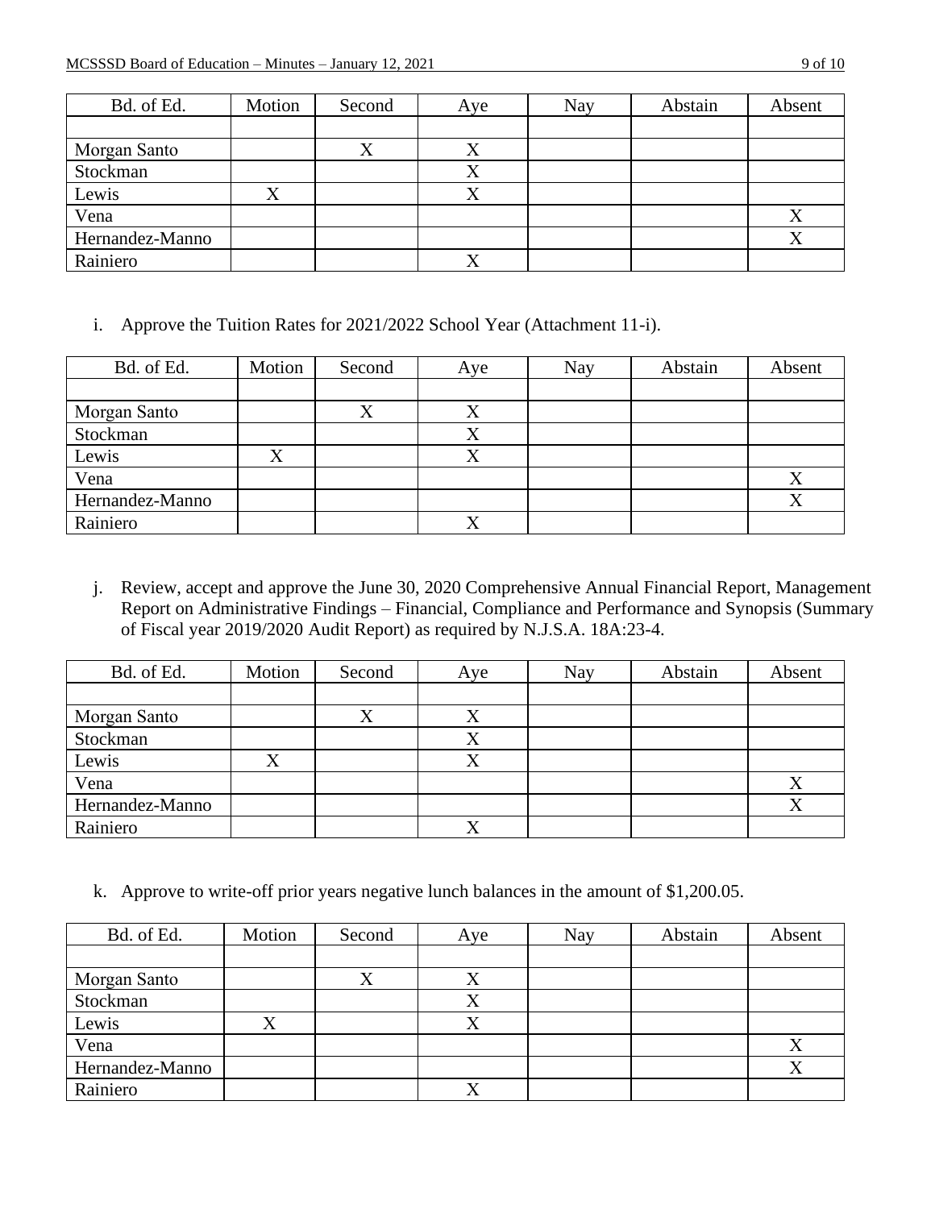| Bd. of Ed. | Motion | Second | Aye | Nay | Abstain | Absent |
|---|---|---|---|---|---|---|
| | | | | | | |
| Morgan Santo | | X | X | | | |
| Stockman | | | X | | | |
| Lewis | X | | X | | | |
| Vena | | | | | | X |
| Hernandez-Manno | | | | | | X |
| Rainiero | | | X | | | |

i. Approve the Tuition Rates for 2021/2022 School Year (Attachment 11-i).

| Bd. of Ed. | Motion | Second | Aye | Nay | Abstain | Absent |
|---|---|---|---|---|---|---|
| | | | | | | |
| Morgan Santo | | X | X | | | |
| Stockman | | | X | | | |
| Lewis | X | | X | | | |
| Vena | | | | | | X |
| Hernandez-Manno | | | | | | X |
| Rainiero | | | X | | | |

j. Review, accept and approve the June 30, 2020 Comprehensive Annual Financial Report, Management Report on Administrative Findings – Financial, Compliance and Performance and Synopsis (Summary of Fiscal year 2019/2020 Audit Report) as required by N.J.S.A. 18A:23-4.

| Bd. of Ed. | Motion | Second | Aye | Nay | Abstain | Absent |
|---|---|---|---|---|---|---|
| | | | | | | |
| Morgan Santo | | X | X | | | |
| Stockman | | | X | | | |
| Lewis | X | | X | | | |
| Vena | | | | | | X |
| Hernandez-Manno | | | | | | X |
| Rainiero | | | X | | | |

k. Approve to write-off prior years negative lunch balances in the amount of $1,200.05.

| Bd. of Ed. | Motion | Second | Aye | Nay | Abstain | Absent |
|---|---|---|---|---|---|---|
| | | | | | | |
| Morgan Santo | | X | X | | | |
| Stockman | | | X | | | |
| Lewis | X | | X | | | |
| Vena | | | | | | X |
| Hernandez-Manno | | | | | | X |
| Rainiero | | | X | | | |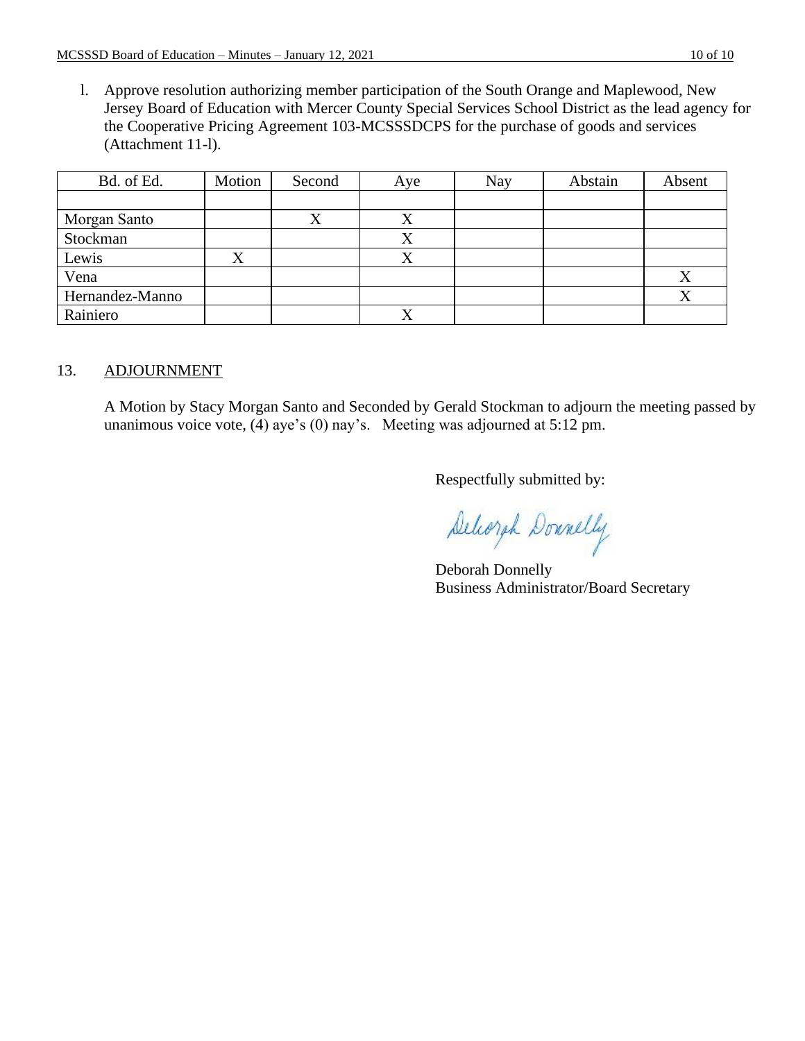l. Approve resolution authorizing member participation of the South Orange and Maplewood, New Jersey Board of Education with Mercer County Special Services School District as the lead agency for the Cooperative Pricing Agreement 103-MCSSSDCPS for the purchase of goods and services (Attachment 11-l).

| Bd. of Ed. | Motion | Second | Aye | Nay | Abstain | Absent |
|---|---|---|---|---|---|---|
| | | | | | | |
| Morgan Santo | | X | X | | | |
| Stockman | | | X | | | |
| Lewis | X | | X | | | |
| Vena | | | | | | X |
| Hernandez-Manno | | | | | | X |
| Rainiero | | | X | | | |

## 13. ADJOURNMENT

A Motion by Stacy Morgan Santo and Seconded by Gerald Stockman to adjourn the meeting passed by unanimous voice vote, (4) aye's (0) nay's. Meeting was adjourned at 5:12 pm.

Respectfully submitted by:

Deborah Donnelly

Deborah Donnelly
Business Administrator/Board Secretary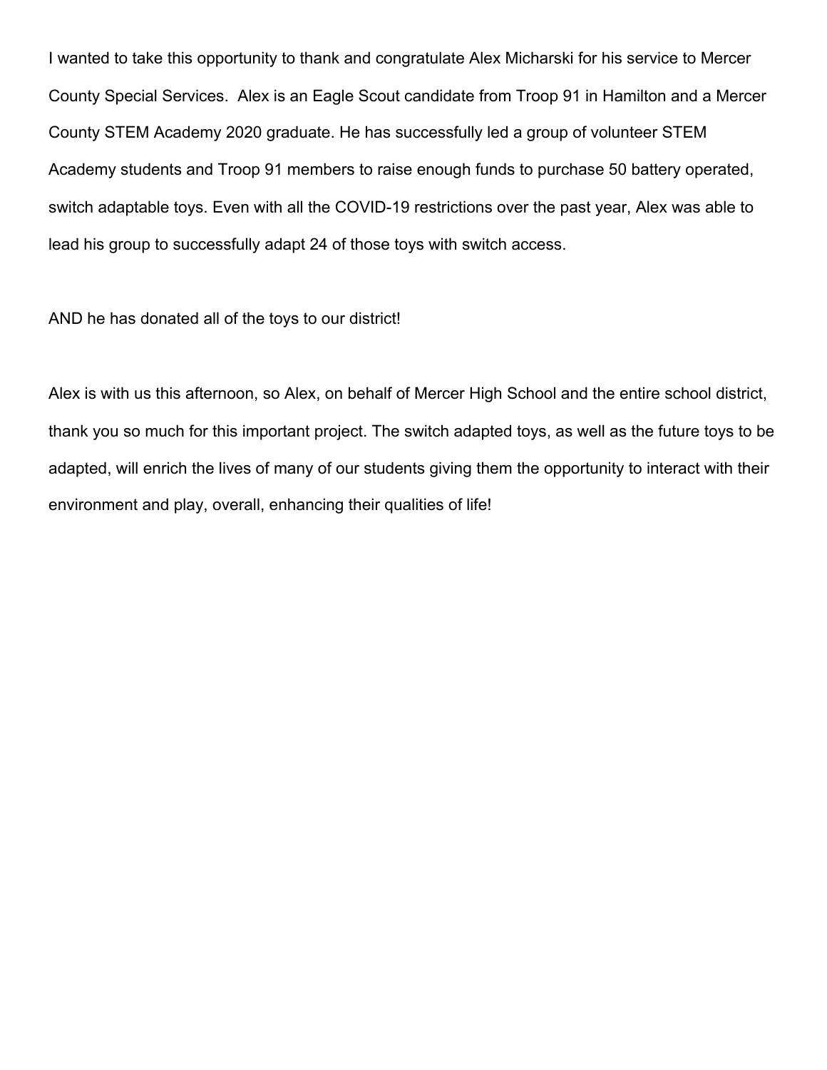I wanted to take this opportunity to thank and congratulate Alex Micharski for his service to Mercer County Special Services. Alex is an Eagle Scout candidate from Troop 91 in Hamilton and a Mercer County STEM Academy 2020 graduate. He has successfully led a group of volunteer STEM Academy students and Troop 91 members to raise enough funds to purchase 50 battery operated, switch adaptable toys. Even with all the COVID-19 restrictions over the past year, Alex was able to lead his group to successfully adapt 24 of those toys with switch access.

AND he has donated all of the toys to our district!

Alex is with us this afternoon, so Alex, on behalf of Mercer High School and the entire school district, thank you so much for this important project. The switch adapted toys, as well as the future toys to be adapted, will enrich the lives of many of our students giving them the opportunity to interact with their environment and play, overall, enhancing their qualities of life!